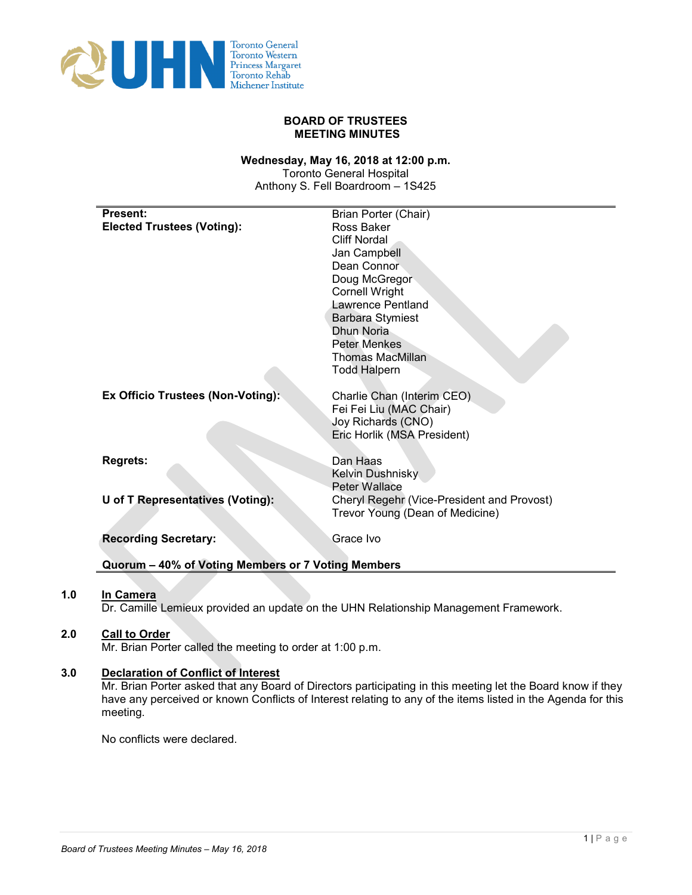# BOARD OF TRUSTEES
# MEETING MINUTES

**Wednesday, May 16, 2018 at 12:00 p.m.**
Toronto General Hospital
Anthony S. Fell Boardroom – 1S425

| | |
|---|---|
| **Present:** | Brian Porter (Chair) |
| **Elected Trustees (Voting):** | Ross Baker |
| | Cliff Nordal |
| | Jan Campbell |
| | Dean Connor |
| | Doug McGregor |
| | Cornell Wright |
| | Lawrence Pentland |
| | Barbara Stymiest |
| | Dhun Noria |
| | Peter Menkes |
| | Thomas MacMillan |
| | Todd Halpern |
| **Ex Officio Trustees (Non-Voting):** | Charlie Chan (Interim CEO) |
| | Fei Fei Liu (MAC Chair) |
| | Joy Richards (CNO) |
| | Eric Horlik (MSA President) |
| **Regrets:** | Dan Haas |
| | Kelvin Dushnisky |
| | Peter Wallace |
| **U of T Representatives (Voting):** | Cheryl Regehr (Vice-President and Provost) |
| | Trevor Young (Dean of Medicine) |
| **Recording Secretary:** | Grace Ivo |

**Quorum – 40% of Voting Members or 7 Voting Members**

## 1.0 In Camera

Dr. Camille Lemieux provided an update on the UHN Relationship Management Framework.

## 2.0 Call to Order

Mr. Brian Porter called the meeting to order at 1:00 p.m.

## 3.0 Declaration of Conflict of Interest

Mr. Brian Porter asked that any Board of Directors participating in this meeting let the Board know if they have any perceived or known Conflicts of Interest relating to any of the items listed in the Agenda for this meeting.

No conflicts were declared.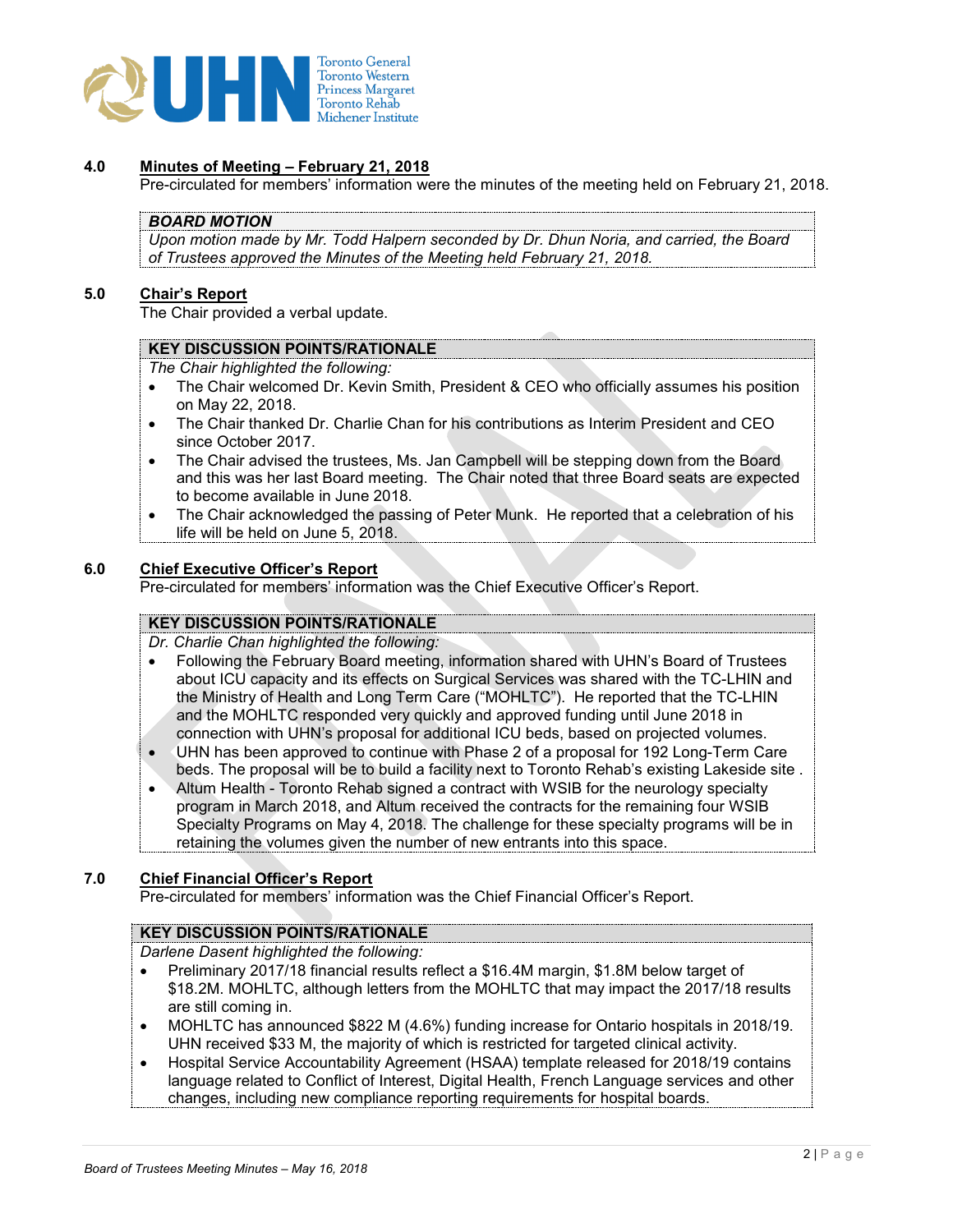## 4.0 Minutes of Meeting – February 21, 2018

Pre-circulated for members' information were the minutes of the meeting held on February 21, 2018.

**BOARD MOTION**

*Upon motion made by Mr. Todd Halpern seconded by Dr. Dhun Noria, and carried, the Board of Trustees approved the Minutes of the Meeting held February 21, 2018.*

## 5.0 Chair's Report

The Chair provided a verbal update.

**KEY DISCUSSION POINTS/RATIONALE**

*The Chair highlighted the following:*

- The Chair welcomed Dr. Kevin Smith, President & CEO who officially assumes his position on May 22, 2018.
- The Chair thanked Dr. Charlie Chan for his contributions as Interim President and CEO since October 2017.
- The Chair advised the trustees, Ms. Jan Campbell will be stepping down from the Board and this was her last Board meeting. The Chair noted that three Board seats are expected to become available in June 2018.
- The Chair acknowledged the passing of Peter Munk. He reported that a celebration of his life will be held on June 5, 2018.

## 6.0 Chief Executive Officer's Report

Pre-circulated for members' information was the Chief Executive Officer's Report.

**KEY DISCUSSION POINTS/RATIONALE**

*Dr. Charlie Chan highlighted the following:*

- Following the February Board meeting, information shared with UHN's Board of Trustees about ICU capacity and its effects on Surgical Services was shared with the TC-LHIN and the Ministry of Health and Long Term Care ("MOHLTC"). He reported that the TC-LHIN and the MOHLTC responded very quickly and approved funding until June 2018 in connection with UHN's proposal for additional ICU beds, based on projected volumes.
- UHN has been approved to continue with Phase 2 of a proposal for 192 Long-Term Care beds. The proposal will be to build a facility next to Toronto Rehab's existing Lakeside site .
- Altum Health - Toronto Rehab signed a contract with WSIB for the neurology specialty program in March 2018, and Altum received the contracts for the remaining four WSIB Specialty Programs on May 4, 2018. The challenge for these specialty programs will be in retaining the volumes given the number of new entrants into this space.

## 7.0 Chief Financial Officer's Report

Pre-circulated for members' information was the Chief Financial Officer's Report.

**KEY DISCUSSION POINTS/RATIONALE**

*Darlene Dasent highlighted the following:*

- Preliminary 2017/18 financial results reflect a $16.4M margin, $1.8M below target of $18.2M. MOHLTC, although letters from the MOHLTC that may impact the 2017/18 results are still coming in.
- MOHLTC has announced $822 M (4.6%) funding increase for Ontario hospitals in 2018/19. UHN received $33 M, the majority of which is restricted for targeted clinical activity.
- Hospital Service Accountability Agreement (HSAA) template released for 2018/19 contains language related to Conflict of Interest, Digital Health, French Language services and other changes, including new compliance reporting requirements for hospital boards.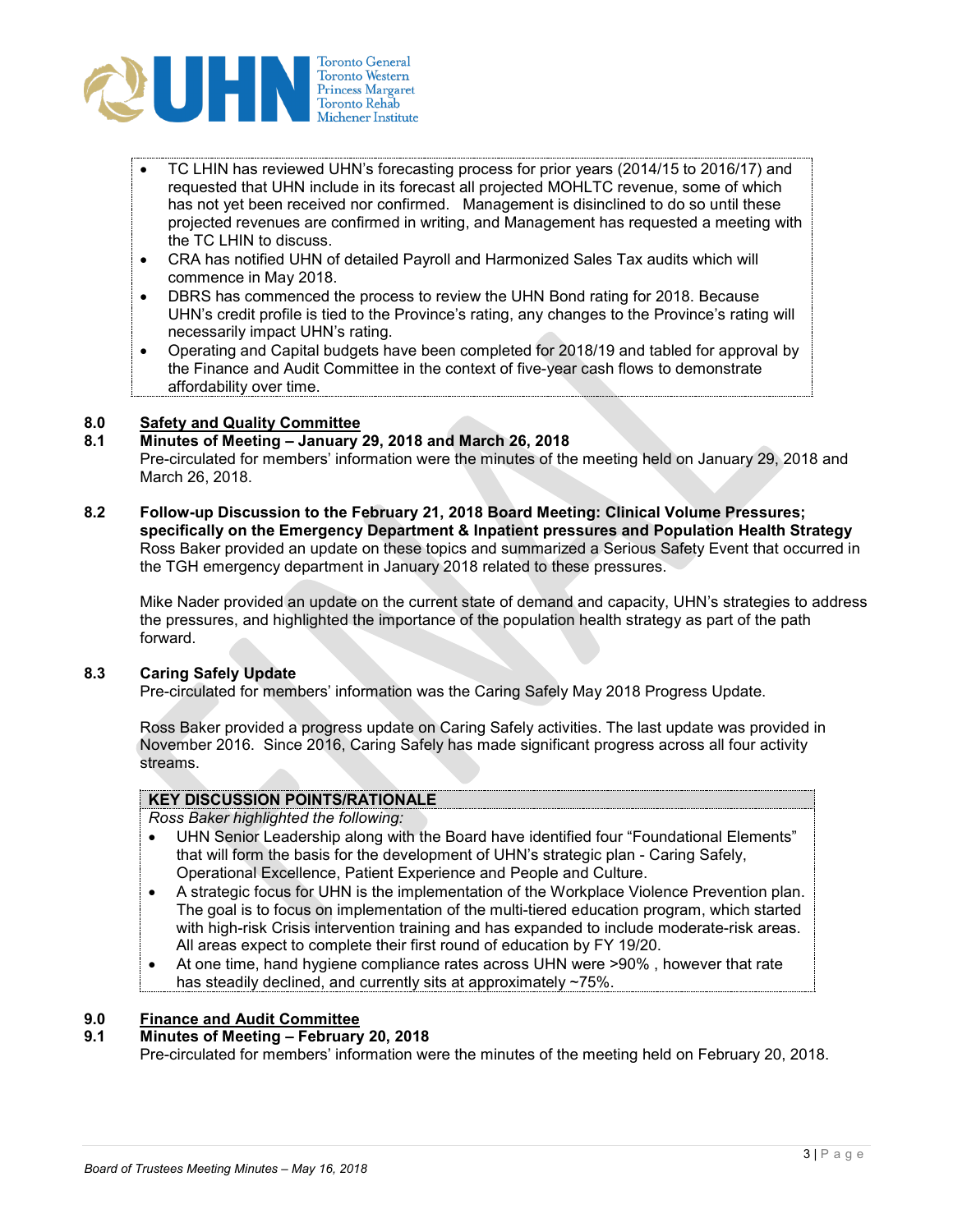- TC LHIN has reviewed UHN's forecasting process for prior years (2014/15 to 2016/17) and requested that UHN include in its forecast all projected MOHLTC revenue, some of which has not yet been received nor confirmed. Management is disinclined to do so until these projected revenues are confirmed in writing, and Management has requested a meeting with the TC LHIN to discuss.
- CRA has notified UHN of detailed Payroll and Harmonized Sales Tax audits which will commence in May 2018.
- DBRS has commenced the process to review the UHN Bond rating for 2018. Because UHN's credit profile is tied to the Province's rating, any changes to the Province's rating will necessarily impact UHN's rating.
- Operating and Capital budgets have been completed for 2018/19 and tabled for approval by the Finance and Audit Committee in the context of five-year cash flows to demonstrate affordability over time.

## 8.0 Safety and Quality Committee

### 8.1 Minutes of Meeting – January 29, 2018 and March 26, 2018

Pre-circulated for members' information were the minutes of the meeting held on January 29, 2018 and March 26, 2018.

### 8.2 Follow-up Discussion to the February 21, 2018 Board Meeting: Clinical Volume Pressures; specifically on the Emergency Department & Inpatient pressures and Population Health Strategy

Ross Baker provided an update on these topics and summarized a Serious Safety Event that occurred in the TGH emergency department in January 2018 related to these pressures.

Mike Nader provided an update on the current state of demand and capacity, UHN's strategies to address the pressures, and highlighted the importance of the population health strategy as part of the path forward.

### 8.3 Caring Safely Update

Pre-circulated for members' information was the Caring Safely May 2018 Progress Update.

Ross Baker provided a progress update on Caring Safely activities. The last update was provided in November 2016. Since 2016, Caring Safely has made significant progress across all four activity streams.

**KEY DISCUSSION POINTS/RATIONALE**

*Ross Baker highlighted the following:*

- UHN Senior Leadership along with the Board have identified four "Foundational Elements" that will form the basis for the development of UHN's strategic plan - Caring Safely, Operational Excellence, Patient Experience and People and Culture.
- A strategic focus for UHN is the implementation of the Workplace Violence Prevention plan. The goal is to focus on implementation of the multi-tiered education program, which started with high-risk Crisis intervention training and has expanded to include moderate-risk areas. All areas expect to complete their first round of education by FY 19/20.
- At one time, hand hygiene compliance rates across UHN were >90% , however that rate has steadily declined, and currently sits at approximately ~75%.

## 9.0 Finance and Audit Committee

### 9.1 Minutes of Meeting – February 20, 2018

Pre-circulated for members' information were the minutes of the meeting held on February 20, 2018.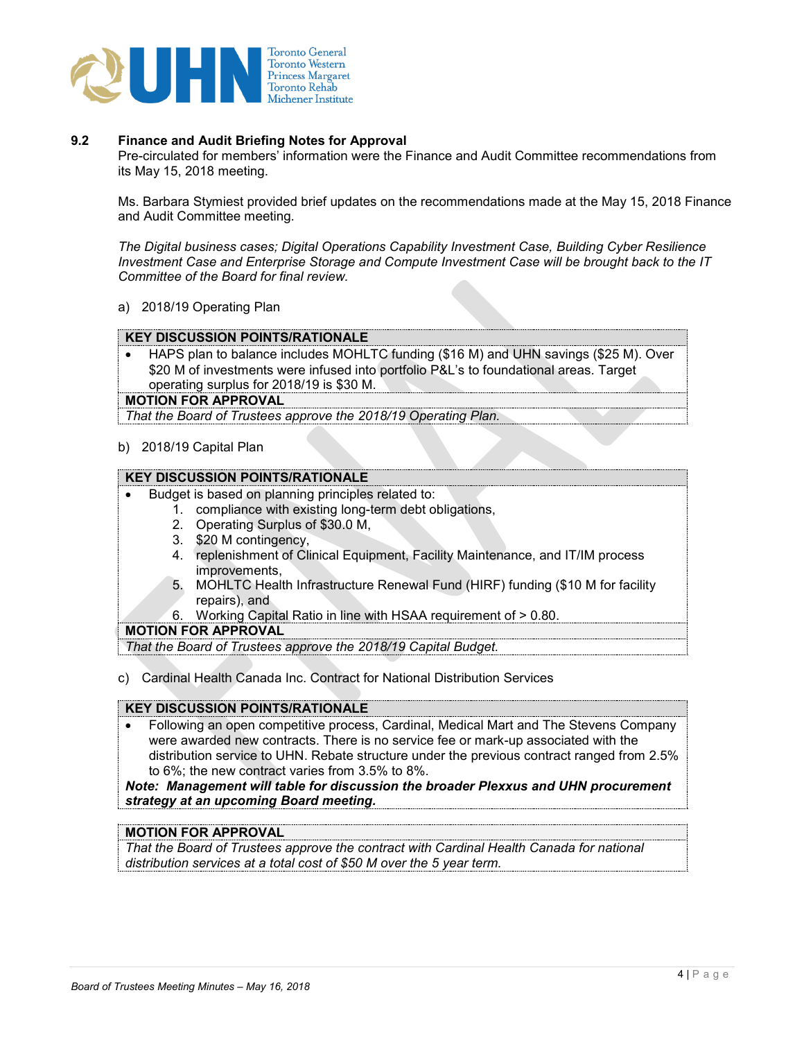### 9.2 Finance and Audit Briefing Notes for Approval

Pre-circulated for members' information were the Finance and Audit Committee recommendations from its May 15, 2018 meeting.

Ms. Barbara Stymiest provided brief updates on the recommendations made at the May 15, 2018 Finance and Audit Committee meeting.

*The Digital business cases; Digital Operations Capability Investment Case, Building Cyber Resilience Investment Case and Enterprise Storage and Compute Investment Case will be brought back to the IT Committee of the Board for final review.*

a) 2018/19 Operating Plan

**KEY DISCUSSION POINTS/RATIONALE**

- HAPS plan to balance includes MOHLTC funding ($16 M) and UHN savings ($25 M). Over $20 M of investments were infused into portfolio P&L's to foundational areas. Target operating surplus for 2018/19 is $30 M.

**MOTION FOR APPROVAL**

*That the Board of Trustees approve the 2018/19 Operating Plan.*

b) 2018/19 Capital Plan

**KEY DISCUSSION POINTS/RATIONALE**

- Budget is based on planning principles related to:
  1. compliance with existing long-term debt obligations,
  2. Operating Surplus of $30.0 M,
  3. $20 M contingency,
  4. replenishment of Clinical Equipment, Facility Maintenance, and IT/IM process improvements,
  5. MOHLTC Health Infrastructure Renewal Fund (HIRF) funding ($10 M for facility repairs), and
  6. Working Capital Ratio in line with HSAA requirement of > 0.80.

**MOTION FOR APPROVAL**

*That the Board of Trustees approve the 2018/19 Capital Budget.*

c) Cardinal Health Canada Inc. Contract for National Distribution Services

**KEY DISCUSSION POINTS/RATIONALE**

- Following an open competitive process, Cardinal, Medical Mart and The Stevens Company were awarded new contracts. There is no service fee or mark-up associated with the distribution service to UHN. Rebate structure under the previous contract ranged from 2.5% to 6%; the new contract varies from 3.5% to 8%.

***Note: Management will table for discussion the broader Plexxus and UHN procurement strategy at an upcoming Board meeting.***

**MOTION FOR APPROVAL**

*That the Board of Trustees approve the contract with Cardinal Health Canada for national distribution services at a total cost of $50 M over the 5 year term.*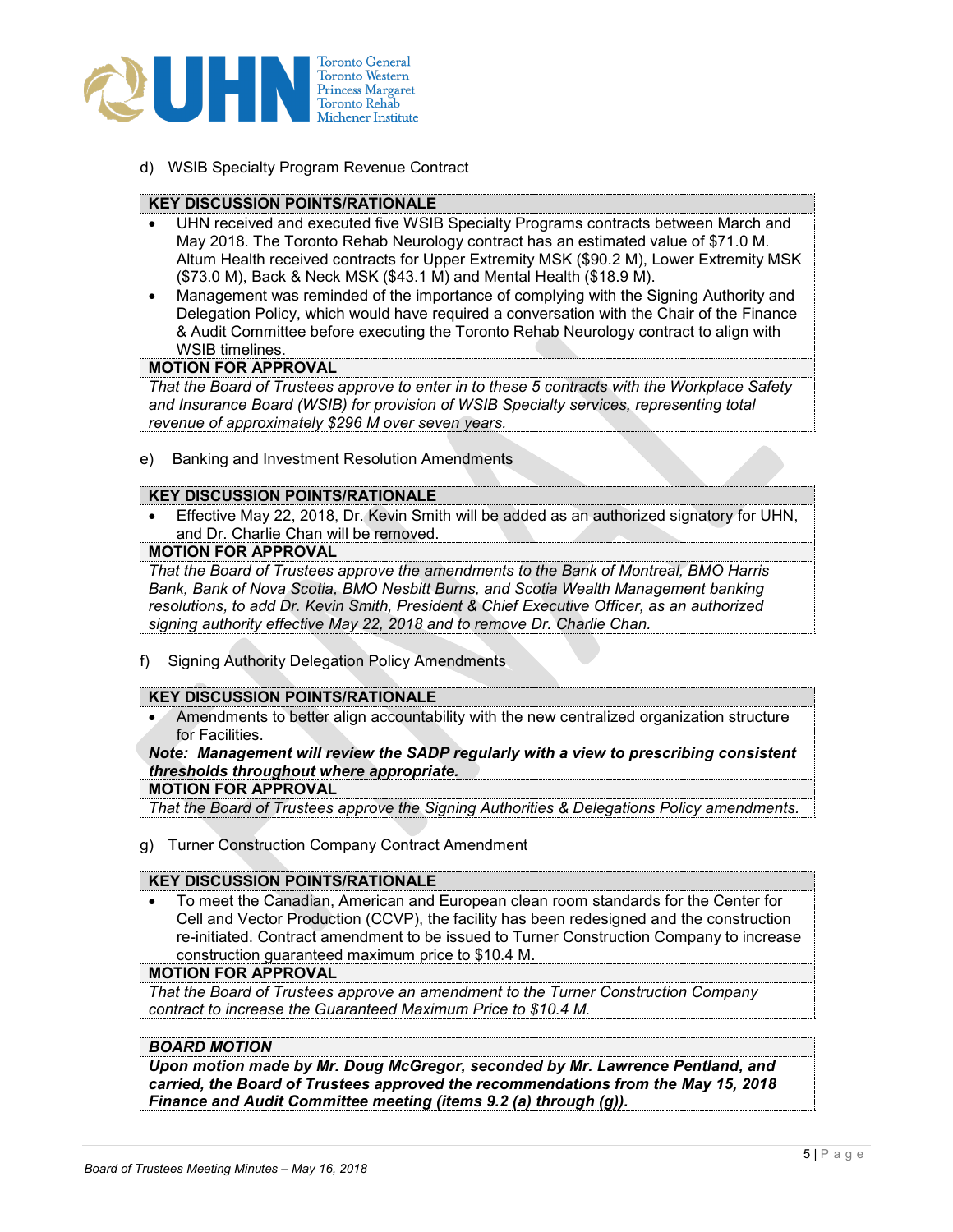d) WSIB Specialty Program Revenue Contract

| KEY DISCUSSION POINTS/RATIONALE |
| --- |
| • UHN received and executed five WSIB Specialty Programs contracts between March and May 2018. The Toronto Rehab Neurology contract has an estimated value of $71.0 M. Altum Health received contracts for Upper Extremity MSK ($90.2 M), Lower Extremity MSK ($73.0 M), Back & Neck MSK ($43.1 M) and Mental Health ($18.9 M).<br>• Management was reminded of the importance of complying with the Signing Authority and Delegation Policy, which would have required a conversation with the Chair of the Finance & Audit Committee before executing the Toronto Rehab Neurology contract to align with WSIB timelines. |
| **MOTION FOR APPROVAL** |
| *That the Board of Trustees approve to enter in to these 5 contracts with the Workplace Safety and Insurance Board (WSIB) for provision of WSIB Specialty services, representing total revenue of approximately $296 M over seven years.* |

e) Banking and Investment Resolution Amendments

| KEY DISCUSSION POINTS/RATIONALE |
| --- |
| • Effective May 22, 2018, Dr. Kevin Smith will be added as an authorized signatory for UHN, and Dr. Charlie Chan will be removed. |
| **MOTION FOR APPROVAL** |
| *That the Board of Trustees approve the amendments to the Bank of Montreal, BMO Harris Bank, Bank of Nova Scotia, BMO Nesbitt Burns, and Scotia Wealth Management banking resolutions, to add Dr. Kevin Smith, President & Chief Executive Officer, as an authorized signing authority effective May 22, 2018 and to remove Dr. Charlie Chan.* |

f) Signing Authority Delegation Policy Amendments

| KEY DISCUSSION POINTS/RATIONALE |
| --- |
| • Amendments to better align accountability with the new centralized organization structure for Facilities.<br>***Note: Management will review the SADP regularly with a view to prescribing consistent thresholds throughout where appropriate.*** |
| **MOTION FOR APPROVAL** |
| *That the Board of Trustees approve the Signing Authorities & Delegations Policy amendments.* |

g) Turner Construction Company Contract Amendment

| KEY DISCUSSION POINTS/RATIONALE |
| --- |
| • To meet the Canadian, American and European clean room standards for the Center for Cell and Vector Production (CCVP), the facility has been redesigned and the construction re-initiated. Contract amendment to be issued to Turner Construction Company to increase construction guaranteed maximum price to $10.4 M. |
| **MOTION FOR APPROVAL** |
| *That the Board of Trustees approve an amendment to the Turner Construction Company contract to increase the Guaranteed Maximum Price to $10.4 M.* |

| ***BOARD MOTION*** |
| --- |
| ***Upon motion made by Mr. Doug McGregor, seconded by Mr. Lawrence Pentland, and carried, the Board of Trustees approved the recommendations from the May 15, 2018 Finance and Audit Committee meeting (items 9.2 (a) through (g)).*** |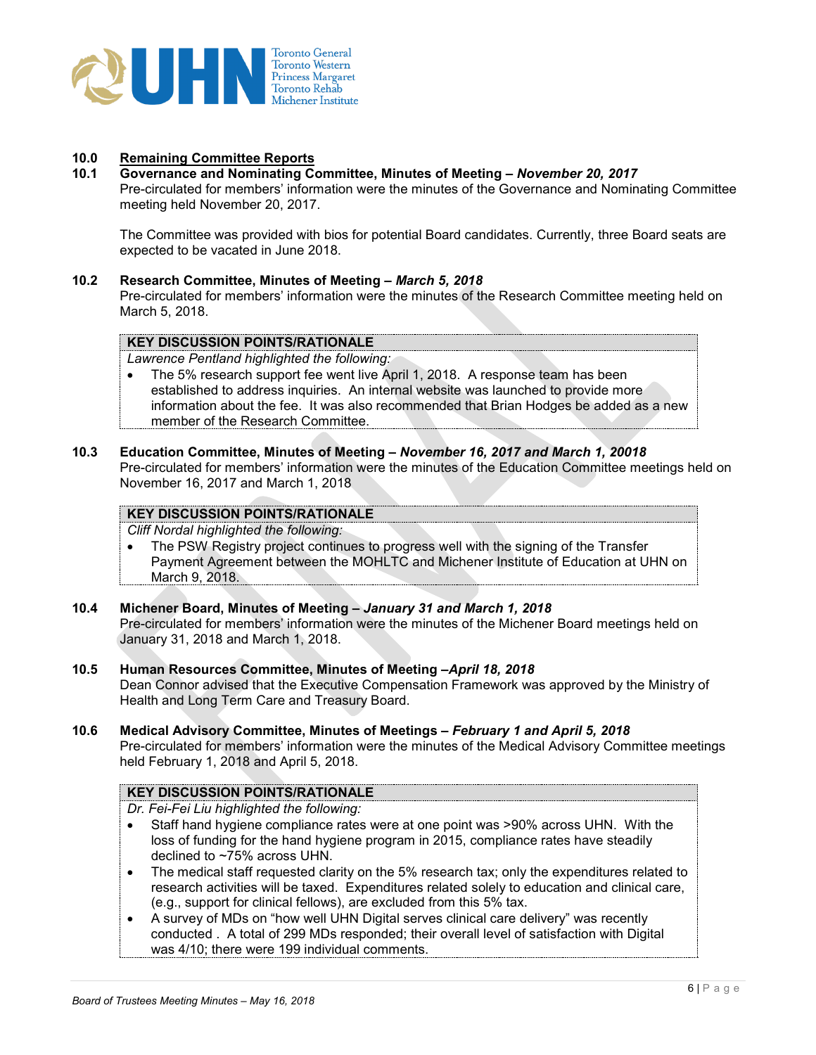## 10.0 Remaining Committee Reports

### 10.1 Governance and Nominating Committee, Minutes of Meeting – *November 20, 2017*

Pre-circulated for members' information were the minutes of the Governance and Nominating Committee meeting held November 20, 2017.

The Committee was provided with bios for potential Board candidates. Currently, three Board seats are expected to be vacated in June 2018.

### 10.2 Research Committee, Minutes of Meeting – *March 5, 2018*

Pre-circulated for members' information were the minutes of the Research Committee meeting held on March 5, 2018.

**KEY DISCUSSION POINTS/RATIONALE**

*Lawrence Pentland highlighted the following:*

- The 5% research support fee went live April 1, 2018. A response team has been established to address inquiries. An internal website was launched to provide more information about the fee. It was also recommended that Brian Hodges be added as a new member of the Research Committee.

### 10.3 Education Committee, Minutes of Meeting – *November 16, 2017 and March 1, 20018*

Pre-circulated for members' information were the minutes of the Education Committee meetings held on November 16, 2017 and March 1, 2018

**KEY DISCUSSION POINTS/RATIONALE**

*Cliff Nordal highlighted the following:*

- The PSW Registry project continues to progress well with the signing of the Transfer Payment Agreement between the MOHLTC and Michener Institute of Education at UHN on March 9, 2018.

### 10.4 Michener Board, Minutes of Meeting – *January 31 and March 1, 2018*

Pre-circulated for members' information were the minutes of the Michener Board meetings held on January 31, 2018 and March 1, 2018.

### 10.5 Human Resources Committee, Minutes of Meeting –*April 18, 2018*

Dean Connor advised that the Executive Compensation Framework was approved by the Ministry of Health and Long Term Care and Treasury Board.

### 10.6 Medical Advisory Committee, Minutes of Meetings – *February 1 and April 5, 2018*

Pre-circulated for members' information were the minutes of the Medical Advisory Committee meetings held February 1, 2018 and April 5, 2018.

**KEY DISCUSSION POINTS/RATIONALE**

*Dr. Fei-Fei Liu highlighted the following:*

- Staff hand hygiene compliance rates were at one point was >90% across UHN. With the loss of funding for the hand hygiene program in 2015, compliance rates have steadily declined to ~75% across UHN.
- The medical staff requested clarity on the 5% research tax; only the expenditures related to research activities will be taxed. Expenditures related solely to education and clinical care, (e.g., support for clinical fellows), are excluded from this 5% tax.
- A survey of MDs on "how well UHN Digital serves clinical care delivery" was recently conducted . A total of 299 MDs responded; their overall level of satisfaction with Digital was 4/10; there were 199 individual comments.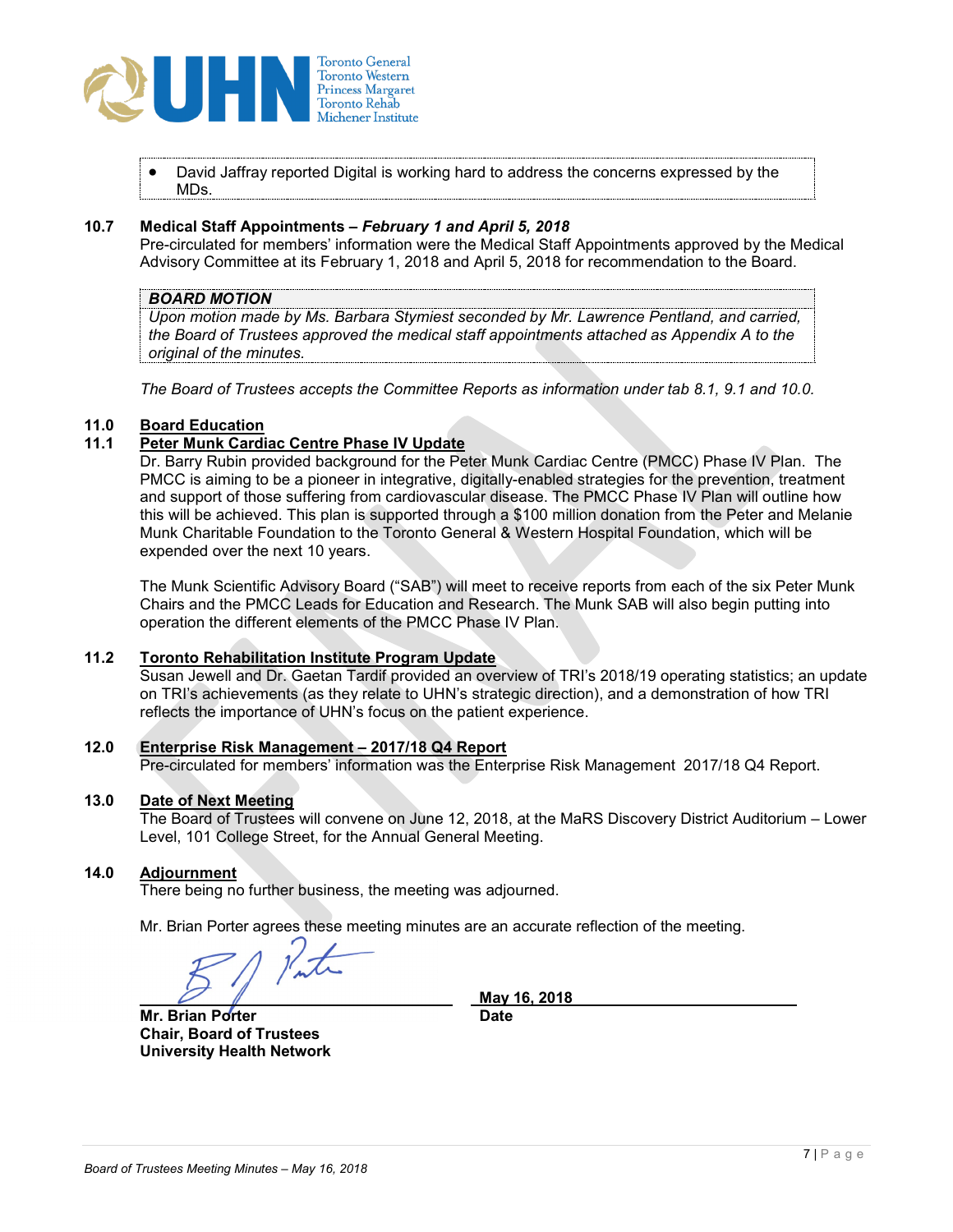- David Jaffray reported Digital is working hard to address the concerns expressed by the MDs.

**10.7 Medical Staff Appointments – *February 1 and April 5, 2018***

Pre-circulated for members' information were the Medical Staff Appointments approved by the Medical Advisory Committee at its February 1, 2018 and April 5, 2018 for recommendation to the Board.

***BOARD MOTION***

*Upon motion made by Ms. Barbara Stymiest seconded by Mr. Lawrence Pentland, and carried, the Board of Trustees approved the medical staff appointments attached as Appendix A to the original of the minutes.*

*The Board of Trustees accepts the Committee Reports as information under tab 8.1, 9.1 and 10.0.*

## 11.0 Board Education

### 11.1 Peter Munk Cardiac Centre Phase IV Update

Dr. Barry Rubin provided background for the Peter Munk Cardiac Centre (PMCC) Phase IV Plan. The PMCC is aiming to be a pioneer in integrative, digitally-enabled strategies for the prevention, treatment and support of those suffering from cardiovascular disease. The PMCC Phase IV Plan will outline how this will be achieved. This plan is supported through a $100 million donation from the Peter and Melanie Munk Charitable Foundation to the Toronto General & Western Hospital Foundation, which will be expended over the next 10 years.

The Munk Scientific Advisory Board ("SAB") will meet to receive reports from each of the six Peter Munk Chairs and the PMCC Leads for Education and Research. The Munk SAB will also begin putting into operation the different elements of the PMCC Phase IV Plan.

### 11.2 Toronto Rehabilitation Institute Program Update

Susan Jewell and Dr. Gaetan Tardif provided an overview of TRI's 2018/19 operating statistics; an update on TRI's achievements (as they relate to UHN's strategic direction), and a demonstration of how TRI reflects the importance of UHN's focus on the patient experience.

## 12.0 Enterprise Risk Management – 2017/18 Q4 Report

Pre-circulated for members' information was the Enterprise Risk Management 2017/18 Q4 Report.

## 13.0 Date of Next Meeting

The Board of Trustees will convene on June 12, 2018, at the MaRS Discovery District Auditorium – Lower Level, 101 College Street, for the Annual General Meeting.

## 14.0 Adjournment

There being no further business, the meeting was adjourned.

Mr. Brian Porter agrees these meeting minutes are an accurate reflection of the meeting.

**Mr. Brian Porter**
**Chair, Board of Trustees**
**University Health Network**

**May 16, 2018**
**Date**